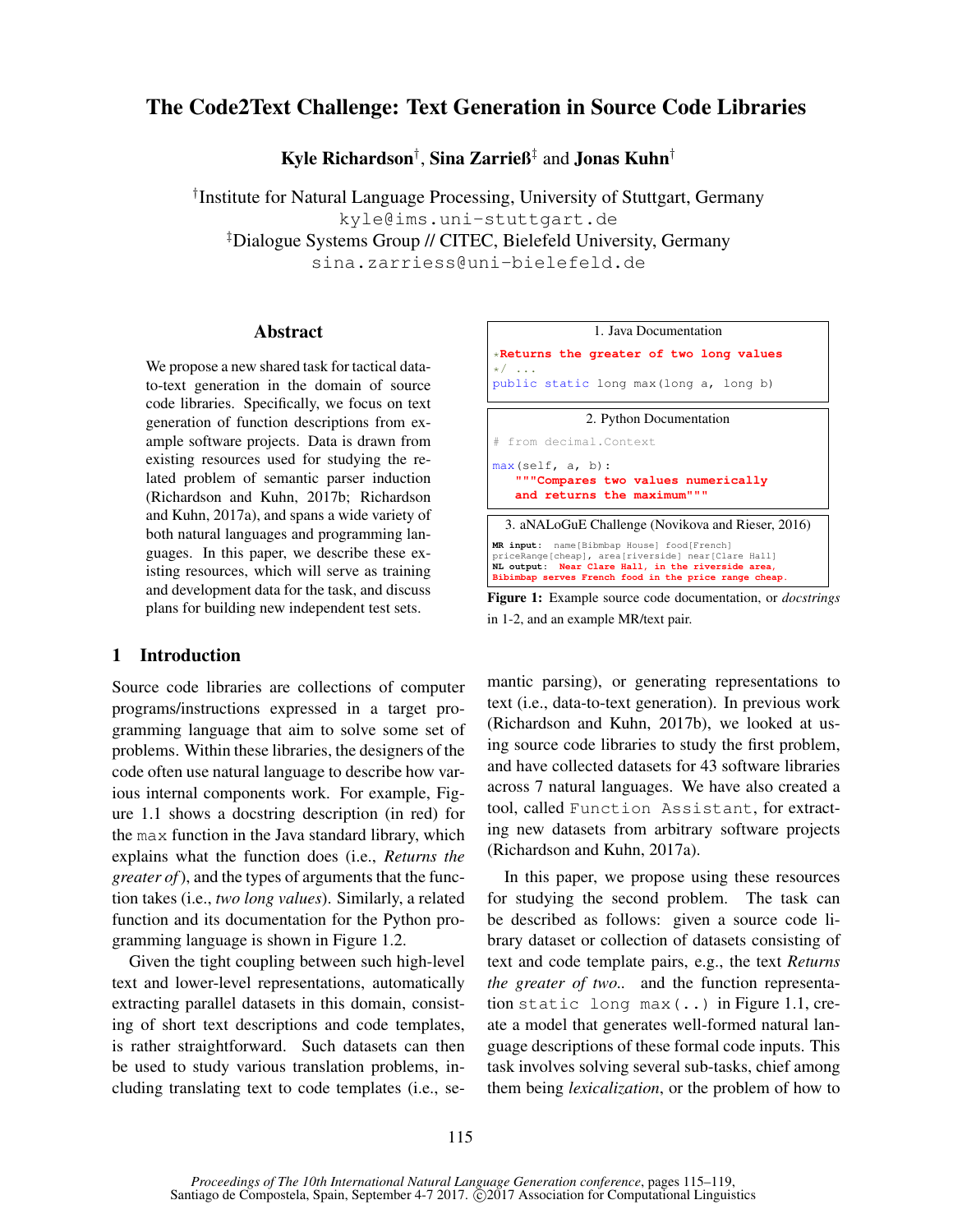# The Code2Text Challenge: Text Generation in Source Code Libraries

**Kyle Richardson**[†], **Sina Zarrieß**[‡] and **Jonas Kuhn**[†]

[†]Institute for Natural Language Processing, University of Stuttgart, Germany
kyle@ims.uni-stuttgart.de
[‡]Dialogue Systems Group // CITEC, Bielefeld University, Germany
sina.zarriess@uni-bielefeld.de

## Abstract

We propose a new shared task for tactical data-to-text generation in the domain of source code libraries. Specifically, we focus on text generation of function descriptions from example software projects. Data is drawn from existing resources used for studying the related problem of semantic parser induction (Richardson and Kuhn, 2017b; Richardson and Kuhn, 2017a), and spans a wide variety of both natural languages and programming languages. In this paper, we describe these existing resources, which will serve as training and development data for the task, and discuss plans for building new independent test sets.

1. Java Documentation

```
*Returns the greater of two long values
*/ ...
public static long max(long a, long b)
```

2. Python Documentation

```
# from decimal.Context

max(self, a, b):
    """Compares two values numerically
    and returns the maximum"""
```

3. aNALoGuE Challenge (Novikova and Rieser, 2016)

```
MR input: name[Bibmbap House] food[French]
priceRange[cheap], area[riverside] near[Clare Hall]
NL output: Near Clare Hall, in the riverside area,
Bibimbap serves French food in the price range cheap.
```

**Figure 1:** Example source code documentation, or *docstrings* in 1-2, and an example MR/text pair.

## 1 Introduction

Source code libraries are collections of computer programs/instructions expressed in a target programming language that aim to solve some set of problems. Within these libraries, the designers of the code often use natural language to describe how various internal components work. For example, Figure 1.1 shows a docstring description (in red) for the max function in the Java standard library, which explains what the function does (i.e., *Returns the greater of*), and the types of arguments that the function takes (i.e., *two long values*). Similarly, a related function and its documentation for the Python programming language is shown in Figure 1.2.

Given the tight coupling between such high-level text and lower-level representations, automatically extracting parallel datasets in this domain, consisting of short text descriptions and code templates, is rather straightforward. Such datasets can then be used to study various translation problems, including translating text to code templates (i.e., semantic parsing), or generating representations to text (i.e., data-to-text generation). In previous work (Richardson and Kuhn, 2017b), we looked at using source code libraries to study the first problem, and have collected datasets for 43 software libraries across 7 natural languages. We have also created a tool, called Function Assistant, for extracting new datasets from arbitrary software projects (Richardson and Kuhn, 2017a).

In this paper, we propose using these resources for studying the second problem. The task can be described as follows: given a source code library dataset or collection of datasets consisting of text and code template pairs, e.g., the text *Returns the greater of two..* and the function representation static long max(..) in Figure 1.1, create a model that generates well-formed natural language descriptions of these formal code inputs. This task involves solving several sub-tasks, chief among them being *lexicalization*, or the problem of how to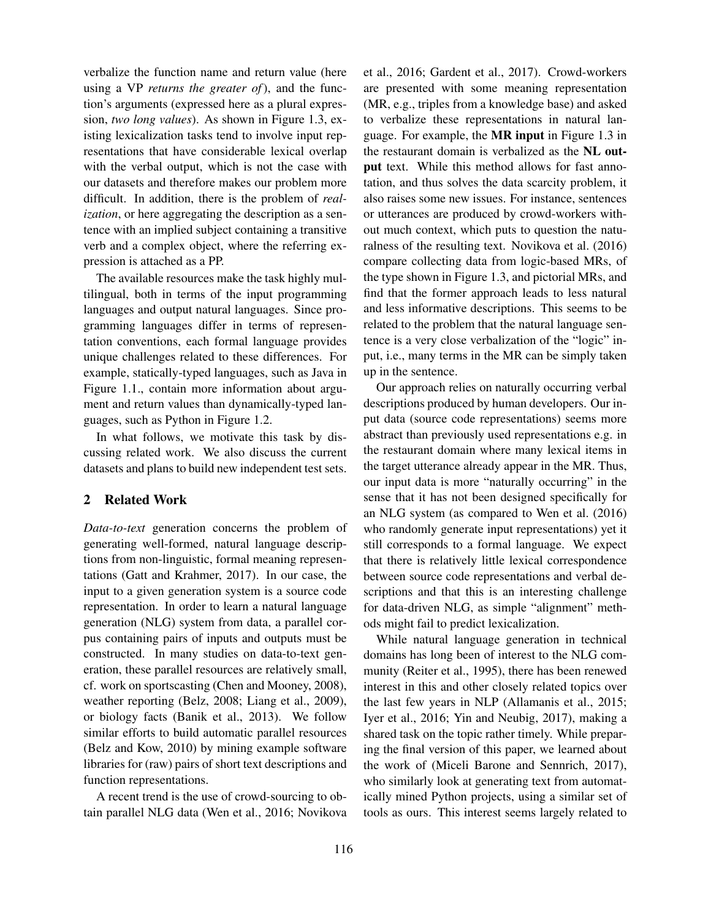verbalize the function name and return value (here using a VP *returns the greater of*), and the function's arguments (expressed here as a plural expression, *two long values*). As shown in Figure 1.3, existing lexicalization tasks tend to involve input representations that have considerable lexical overlap with the verbal output, which is not the case with our datasets and therefore makes our problem more difficult. In addition, there is the problem of *realization*, or here aggregating the description as a sentence with an implied subject containing a transitive verb and a complex object, where the referring expression is attached as a PP.

The available resources make the task highly multilingual, both in terms of the input programming languages and output natural languages. Since programming languages differ in terms of representation conventions, each formal language provides unique challenges related to these differences. For example, statically-typed languages, such as Java in Figure 1.1., contain more information about argument and return values than dynamically-typed languages, such as Python in Figure 1.2.

In what follows, we motivate this task by discussing related work. We also discuss the current datasets and plans to build new independent test sets.

## 2 Related Work

*Data-to-text* generation concerns the problem of generating well-formed, natural language descriptions from non-linguistic, formal meaning representations (Gatt and Krahmer, 2017). In our case, the input to a given generation system is a source code representation. In order to learn a natural language generation (NLG) system from data, a parallel corpus containing pairs of inputs and outputs must be constructed. In many studies on data-to-text generation, these parallel resources are relatively small, cf. work on sportscasting (Chen and Mooney, 2008), weather reporting (Belz, 2008; Liang et al., 2009), or biology facts (Banik et al., 2013). We follow similar efforts to build automatic parallel resources (Belz and Kow, 2010) by mining example software libraries for (raw) pairs of short text descriptions and function representations.

A recent trend is the use of crowd-sourcing to obtain parallel NLG data (Wen et al., 2016; Novikova et al., 2016; Gardent et al., 2017). Crowd-workers are presented with some meaning representation (MR, e.g., triples from a knowledge base) and asked to verbalize these representations in natural language. For example, the **MR input** in Figure 1.3 in the restaurant domain is verbalized as the **NL output** text. While this method allows for fast annotation, and thus solves the data scarcity problem, it also raises some new issues. For instance, sentences or utterances are produced by crowd-workers without much context, which puts to question the naturalness of the resulting text. Novikova et al. (2016) compare collecting data from logic-based MRs, of the type shown in Figure 1.3, and pictorial MRs, and find that the former approach leads to less natural and less informative descriptions. This seems to be related to the problem that the natural language sentence is a very close verbalization of the "logic" input, i.e., many terms in the MR can be simply taken up in the sentence.

Our approach relies on naturally occurring verbal descriptions produced by human developers. Our input data (source code representations) seems more abstract than previously used representations e.g. in the restaurant domain where many lexical items in the target utterance already appear in the MR. Thus, our input data is more "naturally occurring" in the sense that it has not been designed specifically for an NLG system (as compared to Wen et al. (2016) who randomly generate input representations) yet it still corresponds to a formal language. We expect that there is relatively little lexical correspondence between source code representations and verbal descriptions and that this is an interesting challenge for data-driven NLG, as simple "alignment" methods might fail to predict lexicalization.

While natural language generation in technical domains has long been of interest to the NLG community (Reiter et al., 1995), there has been renewed interest in this and other closely related topics over the last few years in NLP (Allamanis et al., 2015; Iyer et al., 2016; Yin and Neubig, 2017), making a shared task on the topic rather timely. While preparing the final version of this paper, we learned about the work of (Miceli Barone and Sennrich, 2017), who similarly look at generating text from automatically mined Python projects, using a similar set of tools as ours. This interest seems largely related to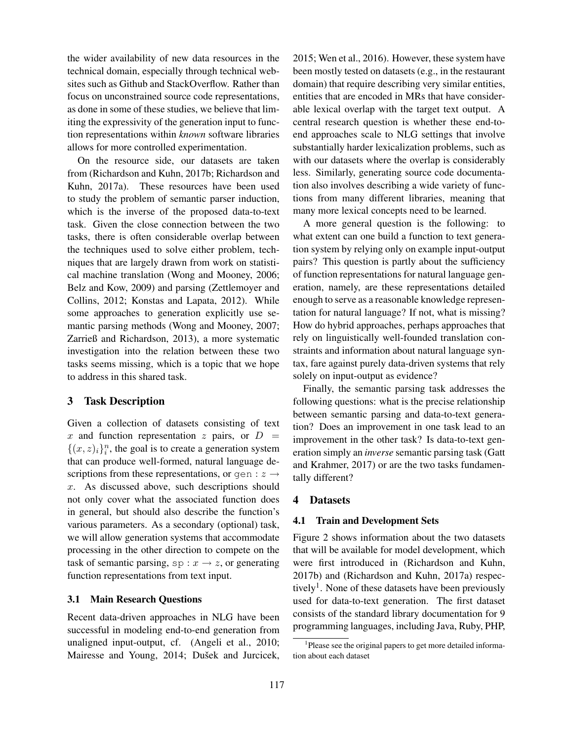the wider availability of new data resources in the technical domain, especially through technical websites such as Github and StackOverflow. Rather than focus on unconstrained source code representations, as done in some of these studies, we believe that limiting the expressivity of the generation input to function representations within *known* software libraries allows for more controlled experimentation.

On the resource side, our datasets are taken from (Richardson and Kuhn, 2017b; Richardson and Kuhn, 2017a). These resources have been used to study the problem of semantic parser induction, which is the inverse of the proposed data-to-text task. Given the close connection between the two tasks, there is often considerable overlap between the techniques used to solve either problem, techniques that are largely drawn from work on statistical machine translation (Wong and Mooney, 2006; Belz and Kow, 2009) and parsing (Zettlemoyer and Collins, 2012; Konstas and Lapata, 2012). While some approaches to generation explicitly use semantic parsing methods (Wong and Mooney, 2007; Zarrieß and Richardson, 2013), a more systematic investigation into the relation between these two tasks seems missing, which is a topic that we hope to address in this shared task.

## 3 Task Description

Given a collection of datasets consisting of text $x$ and function representation $z$ pairs, or $D = \{(x, z)_i\}_i^n$, the goal is to create a generation system that can produce well-formed, natural language descriptions from these representations, or $\texttt{gen} : z \rightarrow x$. As discussed above, such descriptions should not only cover what the associated function does in general, but should also describe the function's various parameters. As a secondary (optional) task, we will allow generation systems that accommodate processing in the other direction to compete on the task of semantic parsing, $\texttt{sp} : x \rightarrow z$, or generating function representations from text input.

### 3.1 Main Research Questions

Recent data-driven approaches in NLG have been successful in modeling end-to-end generation from unaligned input-output, cf. (Angeli et al., 2010; Mairesse and Young, 2014; Dušek and Jurcicek, 2015; Wen et al., 2016). However, these system have been mostly tested on datasets (e.g., in the restaurant domain) that require describing very similar entities, entities that are encoded in MRs that have considerable lexical overlap with the target text output. A central research question is whether these end-to-end approaches scale to NLG settings that involve substantially harder lexicalization problems, such as with our datasets where the overlap is considerably less. Similarly, generating source code documentation also involves describing a wide variety of functions from many different libraries, meaning that many more lexical concepts need to be learned.

A more general question is the following: to what extent can one build a function to text generation system by relying only on example input-output pairs? This question is partly about the sufficiency of function representations for natural language generation, namely, are these representations detailed enough to serve as a reasonable knowledge representation for natural language? If not, what is missing? How do hybrid approaches, perhaps approaches that rely on linguistically well-founded translation constraints and information about natural language syntax, fare against purely data-driven systems that rely solely on input-output as evidence?

Finally, the semantic parsing task addresses the following questions: what is the precise relationship between semantic parsing and data-to-text generation? Does an improvement in one task lead to an improvement in the other task? Is data-to-text generation simply an *inverse* semantic parsing task (Gatt and Krahmer, 2017) or are the two tasks fundamentally different?

## 4 Datasets

### 4.1 Train and Development Sets

Figure 2 shows information about the two datasets that will be available for model development, which were first introduced in (Richardson and Kuhn, 2017b) and (Richardson and Kuhn, 2017a) respectively[1]. None of these datasets have been previously used for data-to-text generation. The first dataset consists of the standard library documentation for 9 programming languages, including Java, Ruby, PHP,

[1] Please see the original papers to get more detailed information about each dataset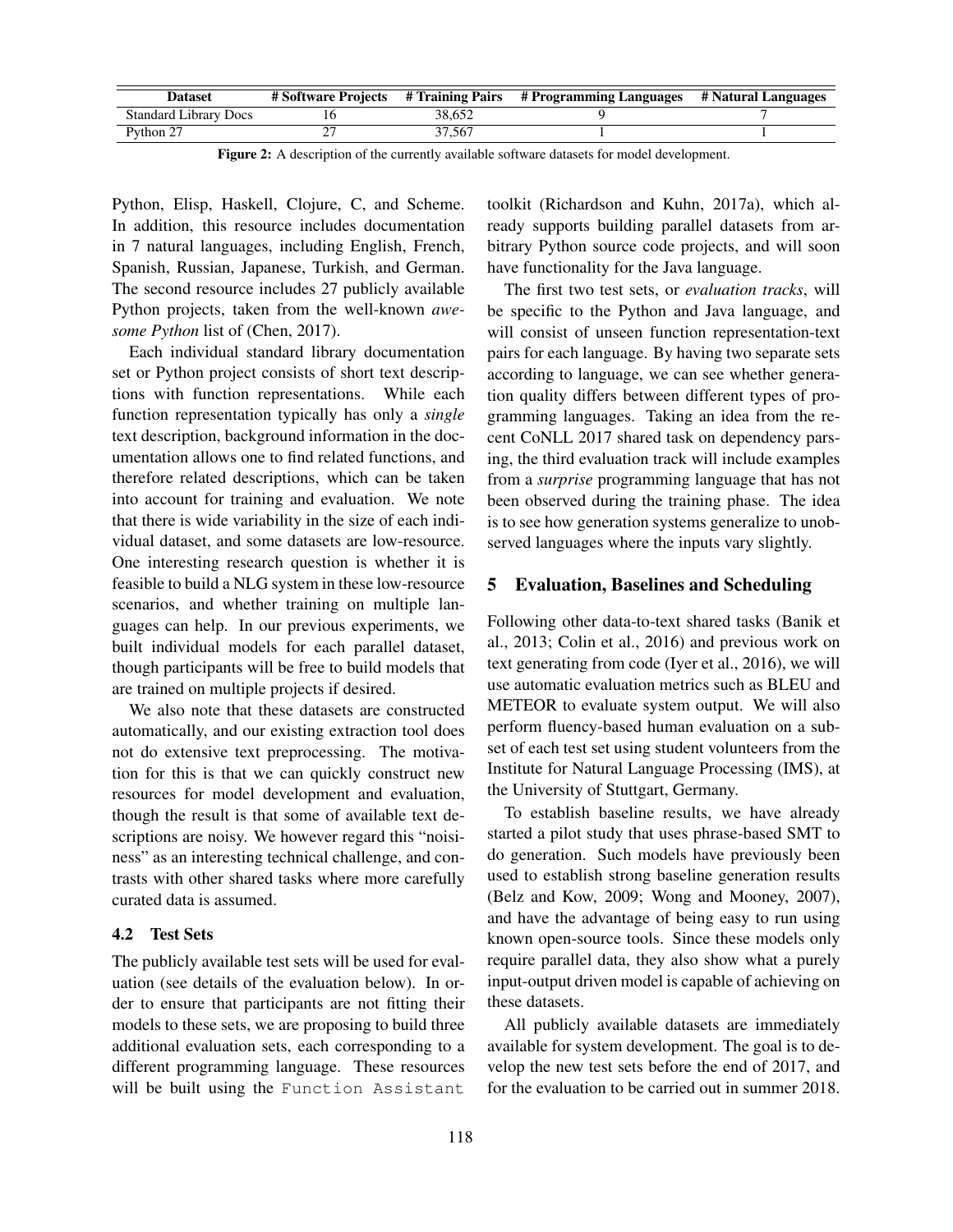| Dataset | # Software Projects | # Training Pairs | # Programming Languages | # Natural Languages |
|---|---|---|---|---|
| Standard Library Docs | 16 | 38,652 | 9 | 7 |
| Python 27 | 27 | 37,567 | 1 | 1 |

**Figure 2:** A description of the currently available software datasets for model development.

Python, Elisp, Haskell, Clojure, C, and Scheme. In addition, this resource includes documentation in 7 natural languages, including English, French, Spanish, Russian, Japanese, Turkish, and German. The second resource includes 27 publicly available Python projects, taken from the well-known *awesome Python* list of (Chen, 2017).

Each individual standard library documentation set or Python project consists of short text descriptions with function representations. While each function representation typically has only a *single* text description, background information in the documentation allows one to find related functions, and therefore related descriptions, which can be taken into account for training and evaluation. We note that there is wide variability in the size of each individual dataset, and some datasets are low-resource. One interesting research question is whether it is feasible to build a NLG system in these low-resource scenarios, and whether training on multiple languages can help. In our previous experiments, we built individual models for each parallel dataset, though participants will be free to build models that are trained on multiple projects if desired.

We also note that these datasets are constructed automatically, and our existing extraction tool does not do extensive text preprocessing. The motivation for this is that we can quickly construct new resources for model development and evaluation, though the result is that some of available text descriptions are noisy. We however regard this "noisiness" as an interesting technical challenge, and contrasts with other shared tasks where more carefully curated data is assumed.

### 4.2 Test Sets

The publicly available test sets will be used for evaluation (see details of the evaluation below). In order to ensure that participants are not fitting their models to these sets, we are proposing to build three additional evaluation sets, each corresponding to a different programming language. These resources will be built using the `Function Assistant` toolkit (Richardson and Kuhn, 2017a), which already supports building parallel datasets from arbitrary Python source code projects, and will soon have functionality for the Java language.

The first two test sets, or *evaluation tracks*, will be specific to the Python and Java language, and will consist of unseen function representation-text pairs for each language. By having two separate sets according to language, we can see whether generation quality differs between different types of programming languages. Taking an idea from the recent CoNLL 2017 shared task on dependency parsing, the third evaluation track will include examples from a *surprise* programming language that has not been observed during the training phase. The idea is to see how generation systems generalize to unobserved languages where the inputs vary slightly.

## 5 Evaluation, Baselines and Scheduling

Following other data-to-text shared tasks (Banik et al., 2013; Colin et al., 2016) and previous work on text generating from code (Iyer et al., 2016), we will use automatic evaluation metrics such as BLEU and METEOR to evaluate system output. We will also perform fluency-based human evaluation on a subset of each test set using student volunteers from the Institute for Natural Language Processing (IMS), at the University of Stuttgart, Germany.

To establish baseline results, we have already started a pilot study that uses phrase-based SMT to do generation. Such models have previously been used to establish strong baseline generation results (Belz and Kow, 2009; Wong and Mooney, 2007), and have the advantage of being easy to run using known open-source tools. Since these models only require parallel data, they also show what a purely input-output driven model is capable of achieving on these datasets.

All publicly available datasets are immediately available for system development. The goal is to develop the new test sets before the end of 2017, and for the evaluation to be carried out in summer 2018.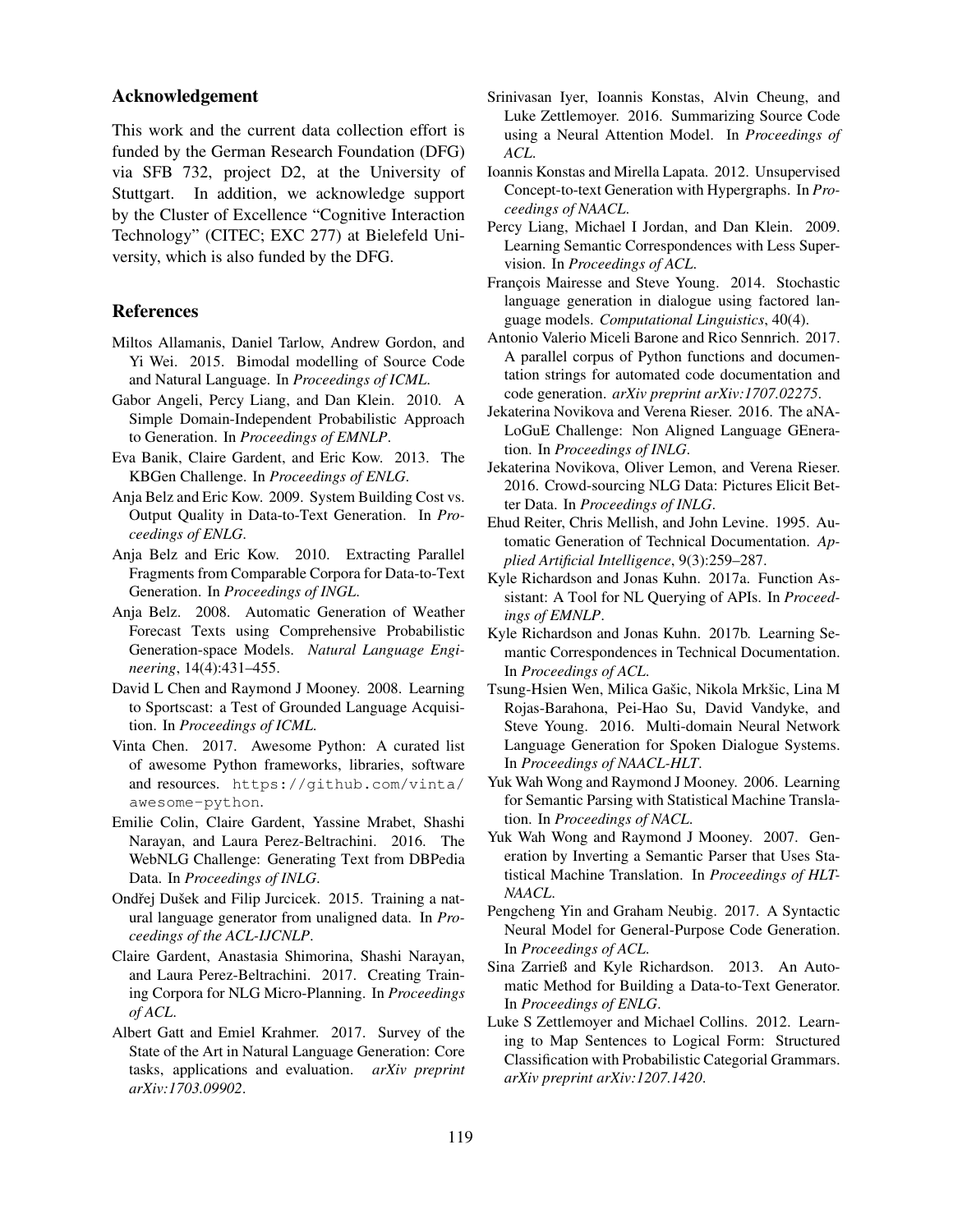## Acknowledgement

This work and the current data collection effort is funded by the German Research Foundation (DFG) via SFB 732, project D2, at the University of Stuttgart. In addition, we acknowledge support by the Cluster of Excellence "Cognitive Interaction Technology" (CITEC; EXC 277) at Bielefeld University, which is also funded by the DFG.

## References

Miltos Allamanis, Daniel Tarlow, Andrew Gordon, and Yi Wei. 2015. Bimodal modelling of Source Code and Natural Language. In *Proceedings of ICML*.

Gabor Angeli, Percy Liang, and Dan Klein. 2010. A Simple Domain-Independent Probabilistic Approach to Generation. In *Proceedings of EMNLP*.

Eva Banik, Claire Gardent, and Eric Kow. 2013. The KBGen Challenge. In *Proceedings of ENLG*.

Anja Belz and Eric Kow. 2009. System Building Cost vs. Output Quality in Data-to-Text Generation. In *Proceedings of ENLG*.

Anja Belz and Eric Kow. 2010. Extracting Parallel Fragments from Comparable Corpora for Data-to-Text Generation. In *Proceedings of INGL*.

Anja Belz. 2008. Automatic Generation of Weather Forecast Texts using Comprehensive Probabilistic Generation-space Models. *Natural Language Engineering*, 14(4):431–455.

David L Chen and Raymond J Mooney. 2008. Learning to Sportscast: a Test of Grounded Language Acquisition. In *Proceedings of ICML*.

Vinta Chen. 2017. Awesome Python: A curated list of awesome Python frameworks, libraries, software and resources. `https://github.com/vinta/awesome-python`.

Emilie Colin, Claire Gardent, Yassine Mrabet, Shashi Narayan, and Laura Perez-Beltrachini. 2016. The WebNLG Challenge: Generating Text from DBPedia Data. In *Proceedings of INLG*.

Ondřej Dušek and Filip Jurcicek. 2015. Training a natural language generator from unaligned data. In *Proceedings of the ACL-IJCNLP*.

Claire Gardent, Anastasia Shimorina, Shashi Narayan, and Laura Perez-Beltrachini. 2017. Creating Training Corpora for NLG Micro-Planning. In *Proceedings of ACL*.

Albert Gatt and Emiel Krahmer. 2017. Survey of the State of the Art in Natural Language Generation: Core tasks, applications and evaluation. *arXiv preprint arXiv:1703.09902*.

Srinivasan Iyer, Ioannis Konstas, Alvin Cheung, and Luke Zettlemoyer. 2016. Summarizing Source Code using a Neural Attention Model. In *Proceedings of ACL*.

Ioannis Konstas and Mirella Lapata. 2012. Unsupervised Concept-to-text Generation with Hypergraphs. In *Proceedings of NAACL*.

Percy Liang, Michael I Jordan, and Dan Klein. 2009. Learning Semantic Correspondences with Less Supervision. In *Proceedings of ACL*.

François Mairesse and Steve Young. 2014. Stochastic language generation in dialogue using factored language models. *Computational Linguistics*, 40(4).

Antonio Valerio Miceli Barone and Rico Sennrich. 2017. A parallel corpus of Python functions and documentation strings for automated code documentation and code generation. *arXiv preprint arXiv:1707.02275*.

Jekaterina Novikova and Verena Rieser. 2016. The aNALoGuE Challenge: Non Aligned Language GEneration. In *Proceedings of INLG*.

Jekaterina Novikova, Oliver Lemon, and Verena Rieser. 2016. Crowd-sourcing NLG Data: Pictures Elicit Better Data. In *Proceedings of INLG*.

Ehud Reiter, Chris Mellish, and John Levine. 1995. Automatic Generation of Technical Documentation. *Applied Artificial Intelligence*, 9(3):259–287.

Kyle Richardson and Jonas Kuhn. 2017a. Function Assistant: A Tool for NL Querying of APIs. In *Proceedings of EMNLP*.

Kyle Richardson and Jonas Kuhn. 2017b. Learning Semantic Correspondences in Technical Documentation. In *Proceedings of ACL*.

Tsung-Hsien Wen, Milica Gašic, Nikola Mrkšic, Lina M Rojas-Barahona, Pei-Hao Su, David Vandyke, and Steve Young. 2016. Multi-domain Neural Network Language Generation for Spoken Dialogue Systems. In *Proceedings of NAACL-HLT*.

Yuk Wah Wong and Raymond J Mooney. 2006. Learning for Semantic Parsing with Statistical Machine Translation. In *Proceedings of NACL*.

Yuk Wah Wong and Raymond J Mooney. 2007. Generation by Inverting a Semantic Parser that Uses Statistical Machine Translation. In *Proceedings of HLT-NAACL*.

Pengcheng Yin and Graham Neubig. 2017. A Syntactic Neural Model for General-Purpose Code Generation. In *Proceedings of ACL*.

Sina Zarrieß and Kyle Richardson. 2013. An Automatic Method for Building a Data-to-Text Generator. In *Proceedings of ENLG*.

Luke S Zettlemoyer and Michael Collins. 2012. Learning to Map Sentences to Logical Form: Structured Classification with Probabilistic Categorial Grammars. *arXiv preprint arXiv:1207.1420*.